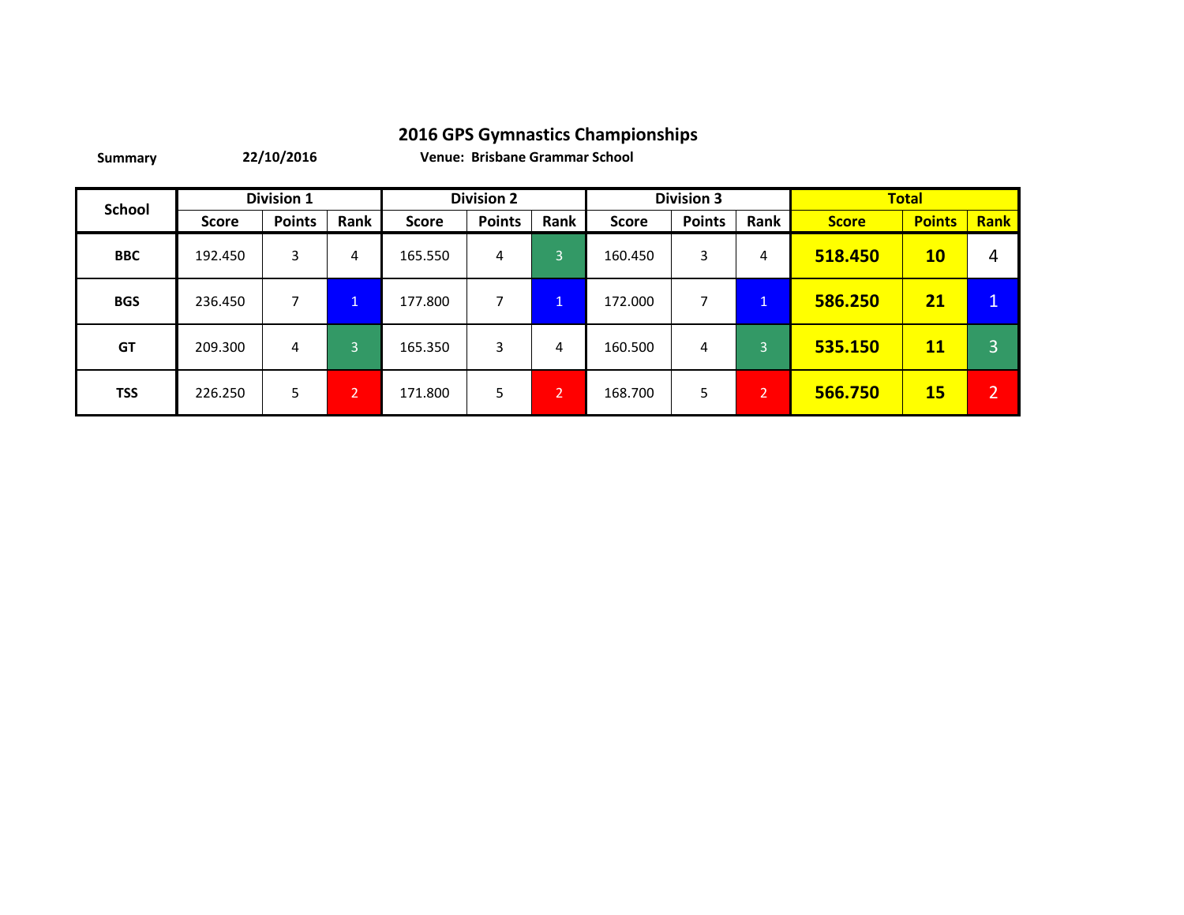# 2016 GPS Gymnastics Championships

**Summary** **22/10/2016** **Venue: Brisbane Grammar School**

| School | Division 1 | | | Division 2 | | | Division 3 | | | Total | | |
|---|---|---|---|---|---|---|---|---|---|---|---|---|
| | Score | Points | Rank | Score | Points | Rank | Score | Points | Rank | Score | Points | Rank |
| **BBC** | 192.450 | 3 | 4 | 165.550 | 4 | 3 | 160.450 | 3 | 4 | **518.450** | **10** | 4 |
| **BGS** | 236.450 | 7 | 1 | 177.800 | 7 | 1 | 172.000 | 7 | 1 | **586.250** | **21** | 1 |
| **GT** | 209.300 | 4 | 3 | 165.350 | 3 | 4 | 160.500 | 4 | 3 | **535.150** | **11** | 3 |
| **TSS** | 226.250 | 5 | 2 | 171.800 | 5 | 2 | 168.700 | 5 | 2 | **566.750** | **15** | 2 |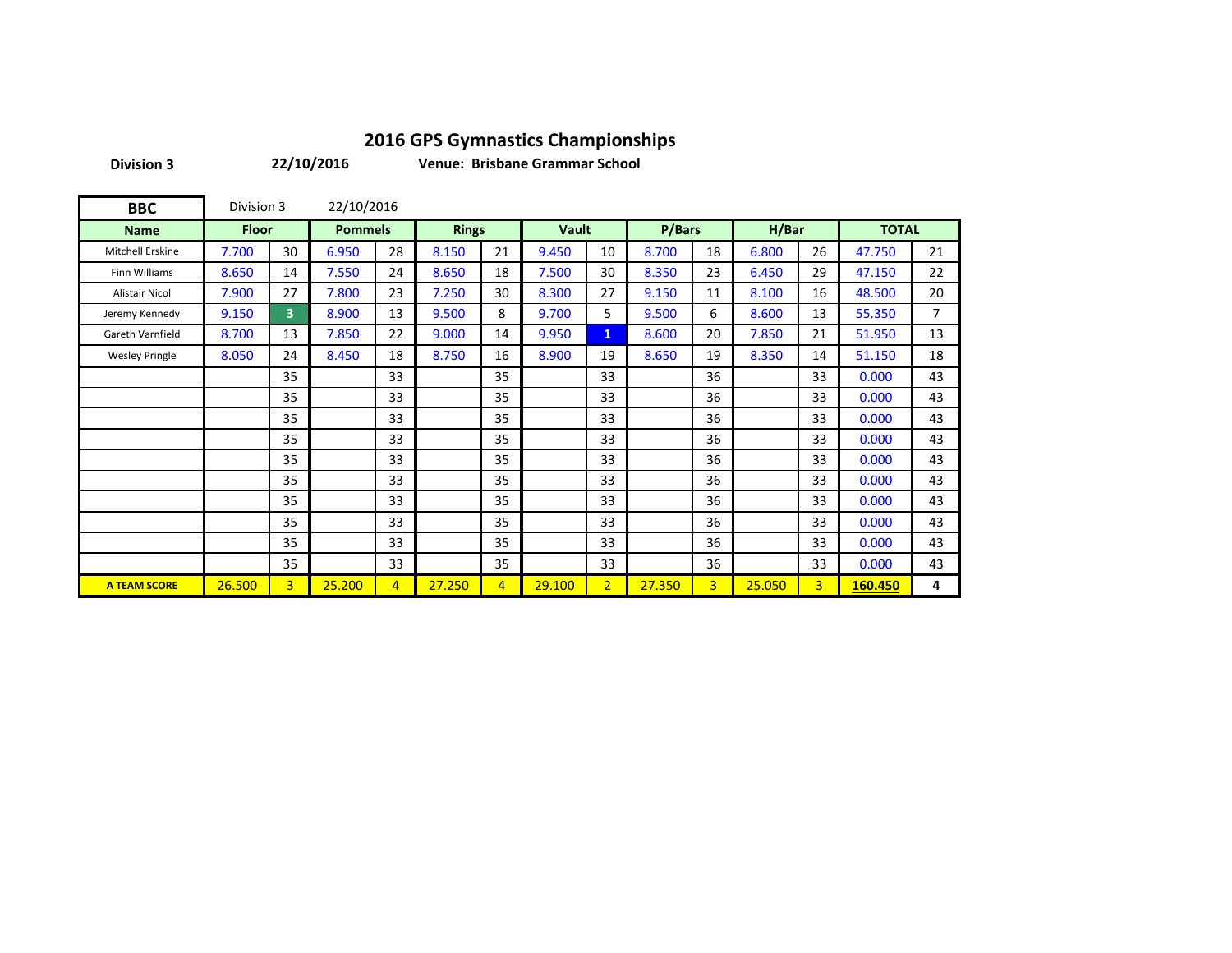# 2016 GPS Gymnastics Championships

**Division 3** **22/10/2016** **Venue: Brisbane Grammar School**

| **BBC** | Division 3 | 22/10/2016 | | | | | | | | | | | | |
|---|---|---|---|---|---|---|---|---|---|---|---|---|---|---|
| **Name** | **Floor** | | **Pommels** | | **Rings** | | **Vault** | | **P/Bars** | | **H/Bar** | | **TOTAL** | |
| Mitchell Erskine | 7.700 | 30 | 6.950 | 28 | 8.150 | 21 | 9.450 | 10 | 8.700 | 18 | 6.800 | 26 | 47.750 | 21 |
| Finn Williams | 8.650 | 14 | 7.550 | 24 | 8.650 | 18 | 7.500 | 30 | 8.350 | 23 | 6.450 | 29 | 47.150 | 22 |
| Alistair Nicol | 7.900 | 27 | 7.800 | 23 | 7.250 | 30 | 8.300 | 27 | 9.150 | 11 | 8.100 | 16 | 48.500 | 20 |
| Jeremy Kennedy | 9.150 | 3 | 8.900 | 13 | 9.500 | 8 | 9.700 | 5 | 9.500 | 6 | 8.600 | 13 | 55.350 | 7 |
| Gareth Varnfield | 8.700 | 13 | 7.850 | 22 | 9.000 | 14 | 9.950 | 1 | 8.600 | 20 | 7.850 | 21 | 51.950 | 13 |
| Wesley Pringle | 8.050 | 24 | 8.450 | 18 | 8.750 | 16 | 8.900 | 19 | 8.650 | 19 | 8.350 | 14 | 51.150 | 18 |
| | | 35 | | 33 | | 35 | | 33 | | 36 | | 33 | 0.000 | 43 |
| | | 35 | | 33 | | 35 | | 33 | | 36 | | 33 | 0.000 | 43 |
| | | 35 | | 33 | | 35 | | 33 | | 36 | | 33 | 0.000 | 43 |
| | | 35 | | 33 | | 35 | | 33 | | 36 | | 33 | 0.000 | 43 |
| | | 35 | | 33 | | 35 | | 33 | | 36 | | 33 | 0.000 | 43 |
| | | 35 | | 33 | | 35 | | 33 | | 36 | | 33 | 0.000 | 43 |
| | | 35 | | 33 | | 35 | | 33 | | 36 | | 33 | 0.000 | 43 |
| | | 35 | | 33 | | 35 | | 33 | | 36 | | 33 | 0.000 | 43 |
| | | 35 | | 33 | | 35 | | 33 | | 36 | | 33 | 0.000 | 43 |
| | | 35 | | 33 | | 35 | | 33 | | 36 | | 33 | 0.000 | 43 |
| **A TEAM SCORE** | 26.500 | 3 | 25.200 | 4 | 27.250 | 4 | 29.100 | 2 | 27.350 | 3 | 25.050 | 3 | **160.450** | **4** |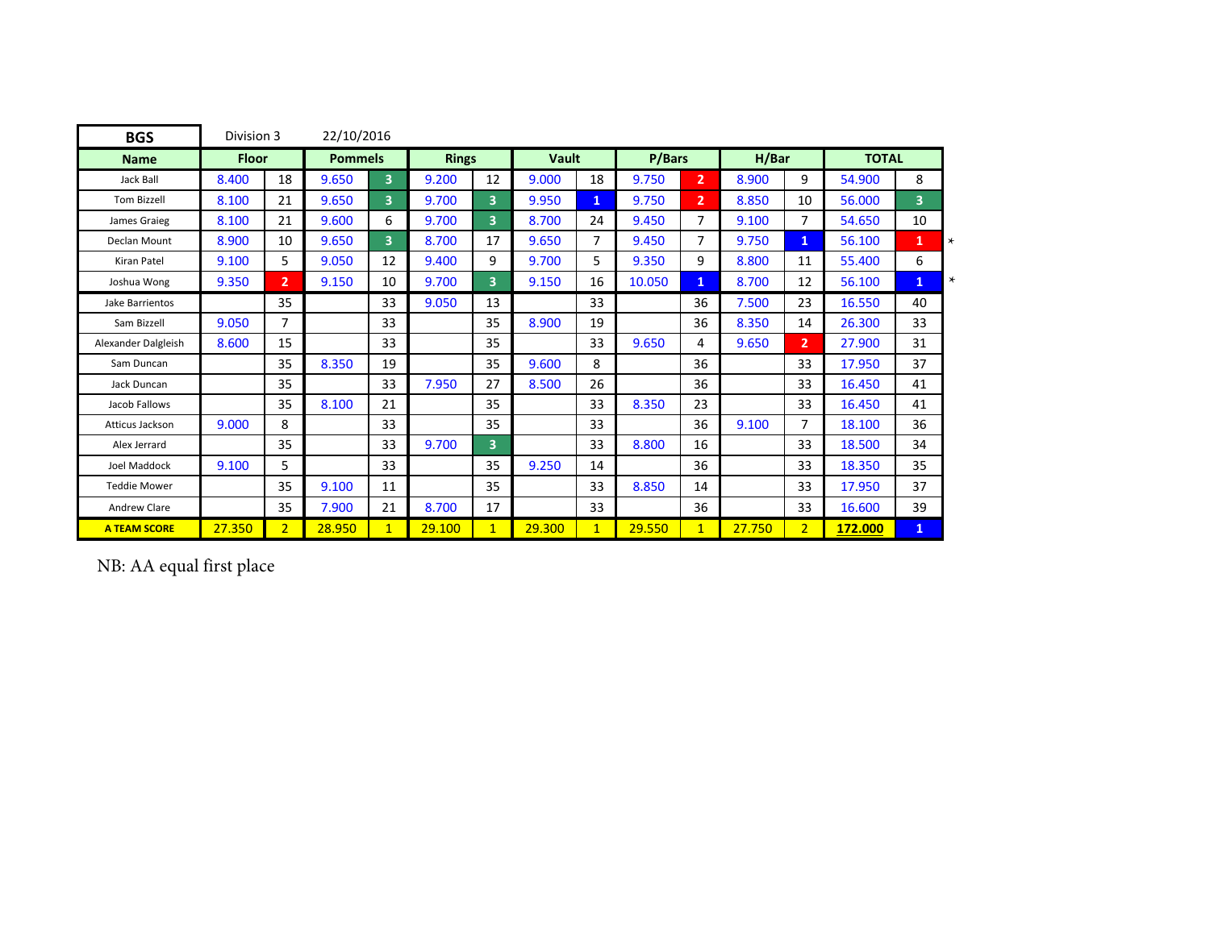| BGS | Division 3 | 22/10/2016 | | | | | | | | | | | | | |
|---|---|---|---|---|---|---|---|---|---|---|---|---|---|---|---|
| **Name** | **Floor** | | **Pommels** | | **Rings** | | **Vault** | | **P/Bars** | | **H/Bar** | | **TOTAL** | | |
| Jack Ball | 8.400 | 18 | 9.650 | 3 | 9.200 | 12 | 9.000 | 18 | 9.750 | 2 | 8.900 | 9 | 54.900 | 8 | |
| Tom Bizzell | 8.100 | 21 | 9.650 | 3 | 9.700 | 3 | 9.950 | 1 | 9.750 | 2 | 8.850 | 10 | 56.000 | 3 | |
| James Graieg | 8.100 | 21 | 9.600 | 6 | 9.700 | 3 | 8.700 | 24 | 9.450 | 7 | 9.100 | 7 | 54.650 | 10 | |
| Declan Mount | 8.900 | 10 | 9.650 | 3 | 8.700 | 17 | 9.650 | 7 | 9.450 | 7 | 9.750 | 1 | 56.100 | 1 | * |
| Kiran Patel | 9.100 | 5 | 9.050 | 12 | 9.400 | 9 | 9.700 | 5 | 9.350 | 9 | 8.800 | 11 | 55.400 | 6 | |
| Joshua Wong | 9.350 | 2 | 9.150 | 10 | 9.700 | 3 | 9.150 | 16 | 10.050 | 1 | 8.700 | 12 | 56.100 | 1 | * |
| Jake Barrientos | | 35 | | 33 | 9.050 | 13 | | 33 | | 36 | 7.500 | 23 | 16.550 | 40 | |
| Sam Bizzell | 9.050 | 7 | | 33 | | 35 | 8.900 | 19 | | 36 | 8.350 | 14 | 26.300 | 33 | |
| Alexander Dalgleish | 8.600 | 15 | | 33 | | 35 | | 33 | 9.650 | 4 | 9.650 | 2 | 27.900 | 31 | |
| Sam Duncan | | 35 | 8.350 | 19 | | 35 | 9.600 | 8 | | 36 | | 33 | 17.950 | 37 | |
| Jack Duncan | | 35 | | 33 | 7.950 | 27 | 8.500 | 26 | | 36 | | 33 | 16.450 | 41 | |
| Jacob Fallows | | 35 | 8.100 | 21 | | 35 | | 33 | 8.350 | 23 | | 33 | 16.450 | 41 | |
| Atticus Jackson | 9.000 | 8 | | 33 | | 35 | | 33 | | 36 | 9.100 | 7 | 18.100 | 36 | |
| Alex Jerrard | | 35 | | 33 | 9.700 | 3 | | 33 | 8.800 | 16 | | 33 | 18.500 | 34 | |
| Joel Maddock | 9.100 | 5 | | 33 | | 35 | 9.250 | 14 | | 36 | | 33 | 18.350 | 35 | |
| Teddie Mower | | 35 | 9.100 | 11 | | 35 | | 33 | 8.850 | 14 | | 33 | 17.950 | 37 | |
| Andrew Clare | | 35 | 7.900 | 21 | 8.700 | 17 | | 33 | | 36 | | 33 | 16.600 | 39 | |
| **A TEAM SCORE** | 27.350 | 2 | 28.950 | 1 | 29.100 | 1 | 29.300 | 1 | 29.550 | 1 | 27.750 | 2 | **172.000** | 1 | |

NB: AA equal first place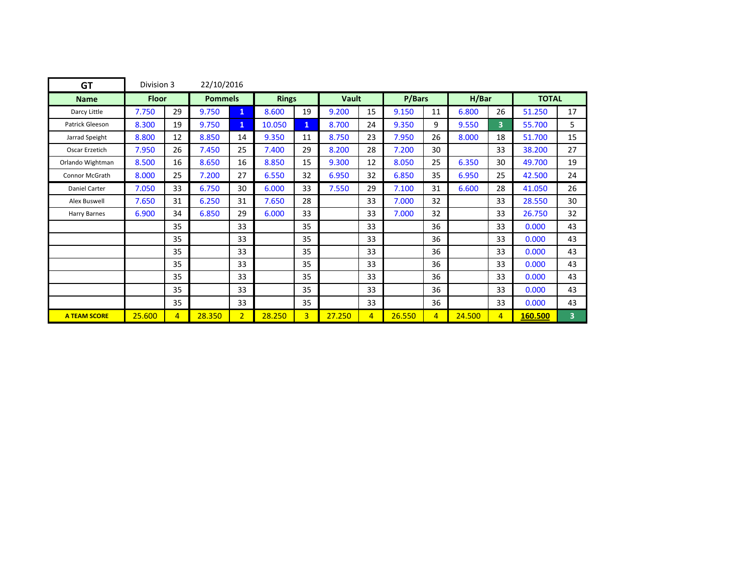| GT | Division 3 | | 22/10/2016 | | | | | | | | | | | |
|---|---|---|---|---|---|---|---|---|---|---|---|---|---|---|
| **Name** | **Floor** | | **Pommels** | | **Rings** | | **Vault** | | **P/Bars** | | **H/Bar** | | **TOTAL** | |
| Darcy Little | 7.750 | 29 | 9.750 | 1 | 8.600 | 19 | 9.200 | 15 | 9.150 | 11 | 6.800 | 26 | 51.250 | 17 |
| Patrick Gleeson | 8.300 | 19 | 9.750 | 1 | 10.050 | 1 | 8.700 | 24 | 9.350 | 9 | 9.550 | 3 | 55.700 | 5 |
| Jarrad Speight | 8.800 | 12 | 8.850 | 14 | 9.350 | 11 | 8.750 | 23 | 7.950 | 26 | 8.000 | 18 | 51.700 | 15 |
| Oscar Erzetich | 7.950 | 26 | 7.450 | 25 | 7.400 | 29 | 8.200 | 28 | 7.200 | 30 | | 33 | 38.200 | 27 |
| Orlando Wightman | 8.500 | 16 | 8.650 | 16 | 8.850 | 15 | 9.300 | 12 | 8.050 | 25 | 6.350 | 30 | 49.700 | 19 |
| Connor McGrath | 8.000 | 25 | 7.200 | 27 | 6.550 | 32 | 6.950 | 32 | 6.850 | 35 | 6.950 | 25 | 42.500 | 24 |
| Daniel Carter | 7.050 | 33 | 6.750 | 30 | 6.000 | 33 | 7.550 | 29 | 7.100 | 31 | 6.600 | 28 | 41.050 | 26 |
| Alex Buswell | 7.650 | 31 | 6.250 | 31 | 7.650 | 28 | | 33 | 7.000 | 32 | | 33 | 28.550 | 30 |
| Harry Barnes | 6.900 | 34 | 6.850 | 29 | 6.000 | 33 | | 33 | 7.000 | 32 | | 33 | 26.750 | 32 |
| | | 35 | | 33 | | 35 | | 33 | | 36 | | 33 | 0.000 | 43 |
| | | 35 | | 33 | | 35 | | 33 | | 36 | | 33 | 0.000 | 43 |
| | | 35 | | 33 | | 35 | | 33 | | 36 | | 33 | 0.000 | 43 |
| | | 35 | | 33 | | 35 | | 33 | | 36 | | 33 | 0.000 | 43 |
| | | 35 | | 33 | | 35 | | 33 | | 36 | | 33 | 0.000 | 43 |
| | | 35 | | 33 | | 35 | | 33 | | 36 | | 33 | 0.000 | 43 |
| | | 35 | | 33 | | 35 | | 33 | | 36 | | 33 | 0.000 | 43 |
| **A TEAM SCORE** | 25.600 | 4 | 28.350 | 2 | 28.250 | 3 | 27.250 | 4 | 26.550 | 4 | 24.500 | 4 | **160.500** | 3 |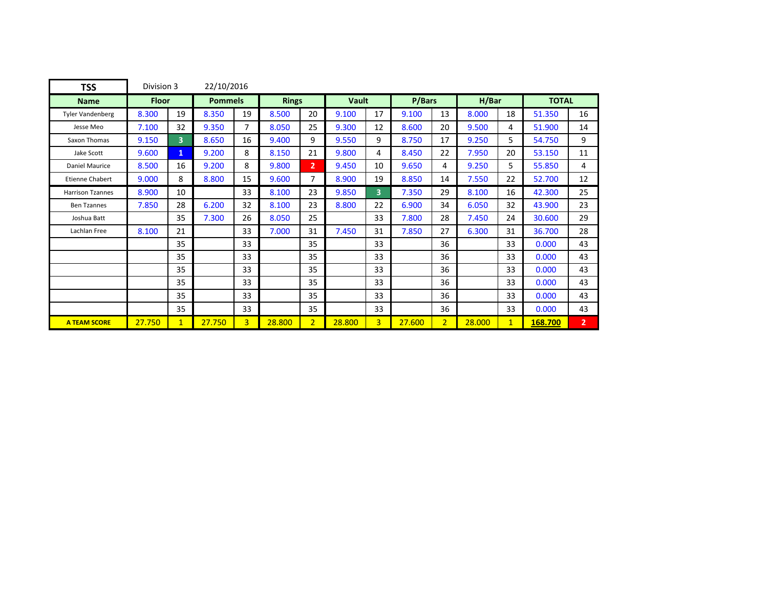| TSS | Division 3 | 22/10/2016 | | | | | | | | | | | | |
|---|---|---|---|---|---|---|---|---|---|---|---|---|---|---|
| **Name** | **Floor** | | **Pommels** | | **Rings** | | **Vault** | | **P/Bars** | | **H/Bar** | | **TOTAL** | |
| Tyler Vandenberg | 8.300 | 19 | 8.350 | 19 | 8.500 | 20 | 9.100 | 17 | 9.100 | 13 | 8.000 | 18 | 51.350 | 16 |
| Jesse Meo | 7.100 | 32 | 9.350 | 7 | 8.050 | 25 | 9.300 | 12 | 8.600 | 20 | 9.500 | 4 | 51.900 | 14 |
| Saxon Thomas | 9.150 | 3 | 8.650 | 16 | 9.400 | 9 | 9.550 | 9 | 8.750 | 17 | 9.250 | 5 | 54.750 | 9 |
| Jake Scott | 9.600 | 1 | 9.200 | 8 | 8.150 | 21 | 9.800 | 4 | 8.450 | 22 | 7.950 | 20 | 53.150 | 11 |
| Daniel Maurice | 8.500 | 16 | 9.200 | 8 | 9.800 | 2 | 9.450 | 10 | 9.650 | 4 | 9.250 | 5 | 55.850 | 4 |
| Etienne Chabert | 9.000 | 8 | 8.800 | 15 | 9.600 | 7 | 8.900 | 19 | 8.850 | 14 | 7.550 | 22 | 52.700 | 12 |
| Harrison Tzannes | 8.900 | 10 | | 33 | 8.100 | 23 | 9.850 | 3 | 7.350 | 29 | 8.100 | 16 | 42.300 | 25 |
| Ben Tzannes | 7.850 | 28 | 6.200 | 32 | 8.100 | 23 | 8.800 | 22 | 6.900 | 34 | 6.050 | 32 | 43.900 | 23 |
| Joshua Batt | | 35 | 7.300 | 26 | 8.050 | 25 | | 33 | 7.800 | 28 | 7.450 | 24 | 30.600 | 29 |
| Lachlan Free | 8.100 | 21 | | 33 | 7.000 | 31 | 7.450 | 31 | 7.850 | 27 | 6.300 | 31 | 36.700 | 28 |
| | | 35 | | 33 | | 35 | | 33 | | 36 | | 33 | 0.000 | 43 |
| | | 35 | | 33 | | 35 | | 33 | | 36 | | 33 | 0.000 | 43 |
| | | 35 | | 33 | | 35 | | 33 | | 36 | | 33 | 0.000 | 43 |
| | | 35 | | 33 | | 35 | | 33 | | 36 | | 33 | 0.000 | 43 |
| | | 35 | | 33 | | 35 | | 33 | | 36 | | 33 | 0.000 | 43 |
| | | 35 | | 33 | | 35 | | 33 | | 36 | | 33 | 0.000 | 43 |
| **A TEAM SCORE** | 27.750 | 1 | 27.750 | 3 | 28.800 | 2 | 28.800 | 3 | 27.600 | 2 | 28.000 | 1 | **168.700** | 2 |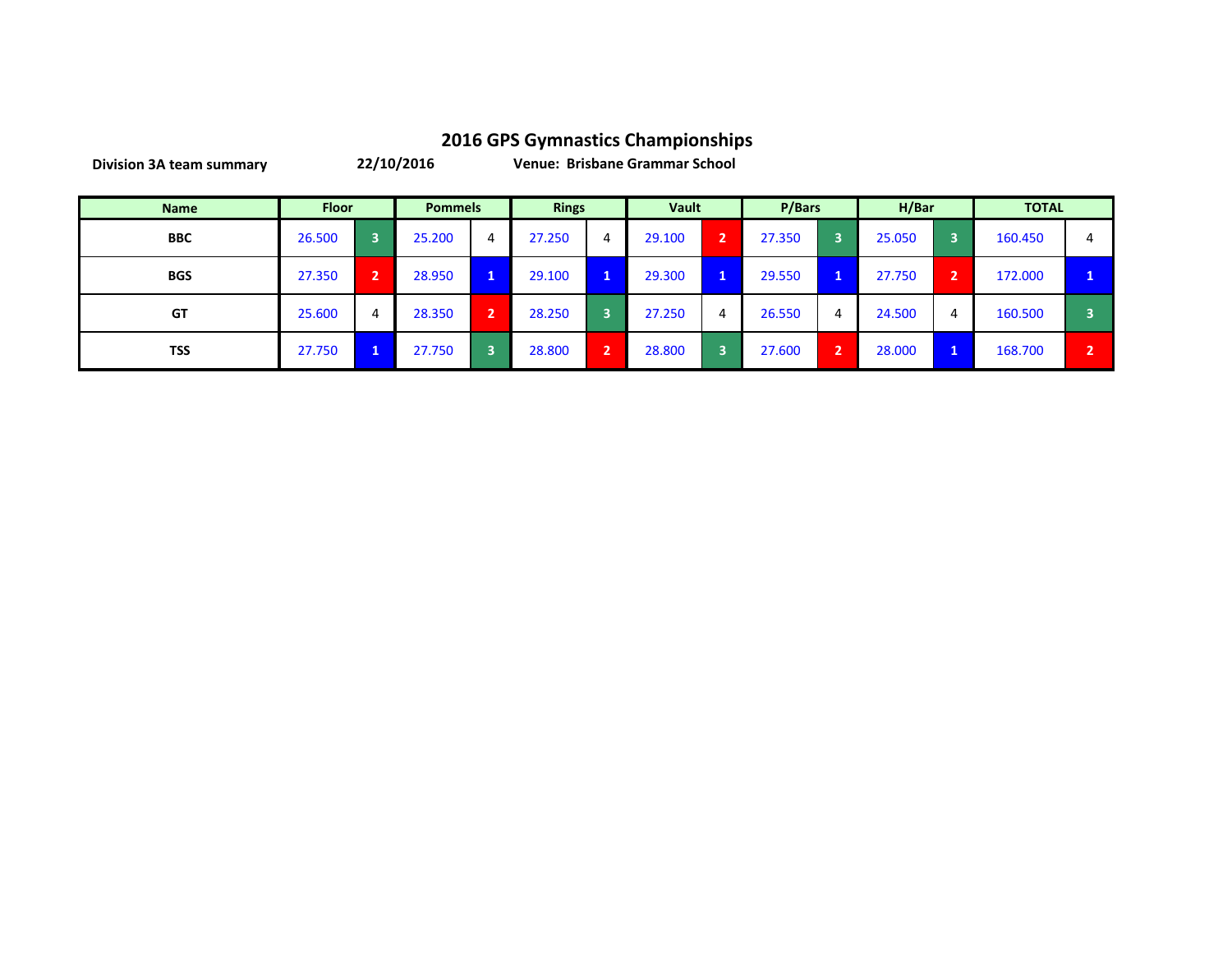# 2016 GPS Gymnastics Championships

**Division 3A team summary** **22/10/2016** **Venue: Brisbane Grammar School**

| Name | Floor | | Pommels | | Rings | | Vault | | P/Bars | | H/Bar | | TOTAL | |
|---|---|---|---|---|---|---|---|---|---|---|---|---|---|---|
| **BBC** | 26.500 | 3 | 25.200 | 4 | 27.250 | 4 | 29.100 | 2 | 27.350 | 3 | 25.050 | 3 | 160.450 | 4 |
| **BGS** | 27.350 | 2 | 28.950 | 1 | 29.100 | 1 | 29.300 | 1 | 29.550 | 1 | 27.750 | 2 | 172.000 | 1 |
| **GT** | 25.600 | 4 | 28.350 | 2 | 28.250 | 3 | 27.250 | 4 | 26.550 | 4 | 24.500 | 4 | 160.500 | 3 |
| **TSS** | 27.750 | 1 | 27.750 | 3 | 28.800 | 2 | 28.800 | 3 | 27.600 | 2 | 28.000 | 1 | 168.700 | 2 |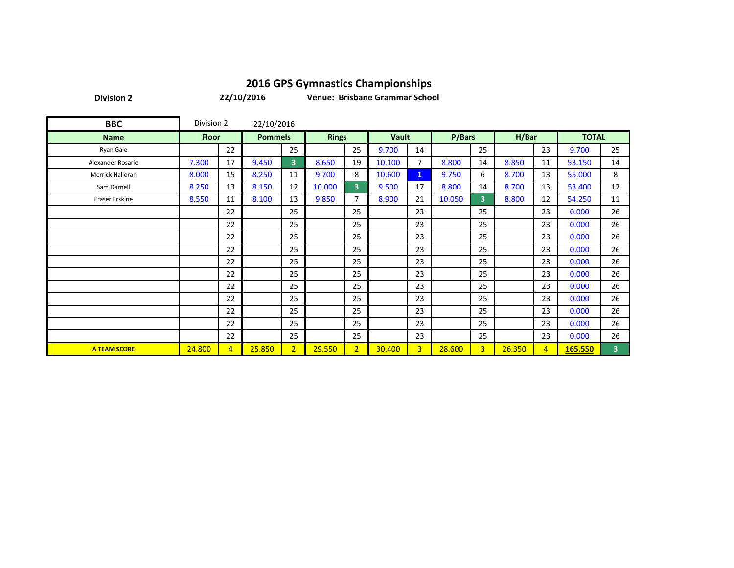# 2016 GPS Gymnastics Championships

**Division 2** **22/10/2016** **Venue: Brisbane Grammar School**

| **BBC** | Division 2 | | 22/10/2016 | | | | | | | | | | | |
|---|---|---|---|---|---|---|---|---|---|---|---|---|---|---|
| **Name** | **Floor** | | **Pommels** | | **Rings** | | **Vault** | | **P/Bars** | | **H/Bar** | | **TOTAL** | |
| Ryan Gale | | 22 | | 25 | | 25 | 9.700 | 14 | | 25 | | 23 | 9.700 | 25 |
| Alexander Rosario | 7.300 | 17 | 9.450 | 3 | 8.650 | 19 | 10.100 | 7 | 8.800 | 14 | 8.850 | 11 | 53.150 | 14 |
| Merrick Halloran | 8.000 | 15 | 8.250 | 11 | 9.700 | 8 | 10.600 | 1 | 9.750 | 6 | 8.700 | 13 | 55.000 | 8 |
| Sam Darnell | 8.250 | 13 | 8.150 | 12 | 10.000 | 3 | 9.500 | 17 | 8.800 | 14 | 8.700 | 13 | 53.400 | 12 |
| Fraser Erskine | 8.550 | 11 | 8.100 | 13 | 9.850 | 7 | 8.900 | 21 | 10.050 | 3 | 8.800 | 12 | 54.250 | 11 |
| | | 22 | | 25 | | 25 | | 23 | | 25 | | 23 | 0.000 | 26 |
| | | 22 | | 25 | | 25 | | 23 | | 25 | | 23 | 0.000 | 26 |
| | | 22 | | 25 | | 25 | | 23 | | 25 | | 23 | 0.000 | 26 |
| | | 22 | | 25 | | 25 | | 23 | | 25 | | 23 | 0.000 | 26 |
| | | 22 | | 25 | | 25 | | 23 | | 25 | | 23 | 0.000 | 26 |
| | | 22 | | 25 | | 25 | | 23 | | 25 | | 23 | 0.000 | 26 |
| | | 22 | | 25 | | 25 | | 23 | | 25 | | 23 | 0.000 | 26 |
| | | 22 | | 25 | | 25 | | 23 | | 25 | | 23 | 0.000 | 26 |
| | | 22 | | 25 | | 25 | | 23 | | 25 | | 23 | 0.000 | 26 |
| | | 22 | | 25 | | 25 | | 23 | | 25 | | 23 | 0.000 | 26 |
| | | 22 | | 25 | | 25 | | 23 | | 25 | | 23 | 0.000 | 26 |
| **A TEAM SCORE** | 24.800 | 4 | 25.850 | 2 | 29.550 | 2 | 30.400 | 3 | 28.600 | 3 | 26.350 | 4 | **165.550** | 3 |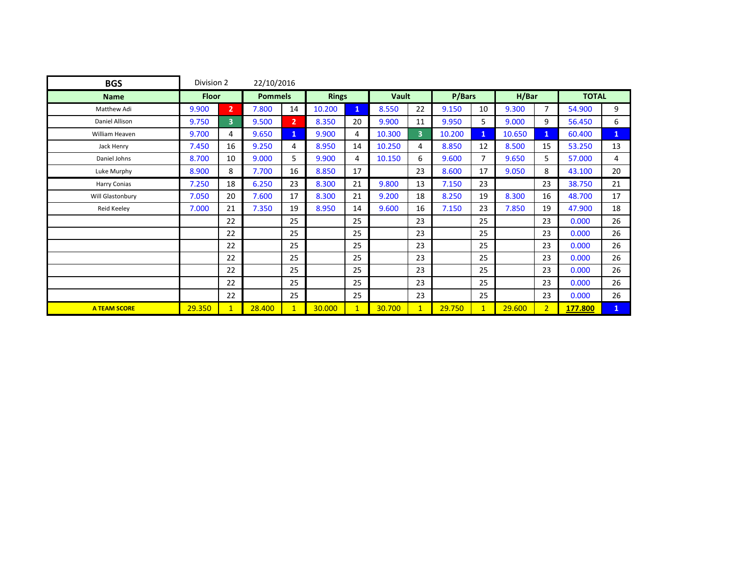| BGS | Division 2 | 22/10/2016 | | | | | | | | | | | | |
|---|---|---|---|---|---|---|---|---|---|---|---|---|---|---|
| **Name** | **Floor** | | **Pommels** | | **Rings** | | **Vault** | | **P/Bars** | | **H/Bar** | | **TOTAL** | |
| Matthew Adi | 9.900 | 2 | 7.800 | 14 | 10.200 | 1 | 8.550 | 22 | 9.150 | 10 | 9.300 | 7 | 54.900 | 9 |
| Daniel Allison | 9.750 | 3 | 9.500 | 2 | 8.350 | 20 | 9.900 | 11 | 9.950 | 5 | 9.000 | 9 | 56.450 | 6 |
| William Heaven | 9.700 | 4 | 9.650 | 1 | 9.900 | 4 | 10.300 | 3 | 10.200 | 1 | 10.650 | 1 | 60.400 | 1 |
| Jack Henry | 7.450 | 16 | 9.250 | 4 | 8.950 | 14 | 10.250 | 4 | 8.850 | 12 | 8.500 | 15 | 53.250 | 13 |
| Daniel Johns | 8.700 | 10 | 9.000 | 5 | 9.900 | 4 | 10.150 | 6 | 9.600 | 7 | 9.650 | 5 | 57.000 | 4 |
| Luke Murphy | 8.900 | 8 | 7.700 | 16 | 8.850 | 17 | | 23 | 8.600 | 17 | 9.050 | 8 | 43.100 | 20 |
| Harry Conias | 7.250 | 18 | 6.250 | 23 | 8.300 | 21 | 9.800 | 13 | 7.150 | 23 | | 23 | 38.750 | 21 |
| Will Glastonbury | 7.050 | 20 | 7.600 | 17 | 8.300 | 21 | 9.200 | 18 | 8.250 | 19 | 8.300 | 16 | 48.700 | 17 |
| Reid Keeley | 7.000 | 21 | 7.350 | 19 | 8.950 | 14 | 9.600 | 16 | 7.150 | 23 | 7.850 | 19 | 47.900 | 18 |
| | | 22 | | 25 | | 25 | | 23 | | 25 | | 23 | 0.000 | 26 |
| | | 22 | | 25 | | 25 | | 23 | | 25 | | 23 | 0.000 | 26 |
| | | 22 | | 25 | | 25 | | 23 | | 25 | | 23 | 0.000 | 26 |
| | | 22 | | 25 | | 25 | | 23 | | 25 | | 23 | 0.000 | 26 |
| | | 22 | | 25 | | 25 | | 23 | | 25 | | 23 | 0.000 | 26 |
| | | 22 | | 25 | | 25 | | 23 | | 25 | | 23 | 0.000 | 26 |
| | | 22 | | 25 | | 25 | | 23 | | 25 | | 23 | 0.000 | 26 |
| **A TEAM SCORE** | 29.350 | 1 | 28.400 | 1 | 30.000 | 1 | 30.700 | 1 | 29.750 | 1 | 29.600 | 2 | **177.800** | 1 |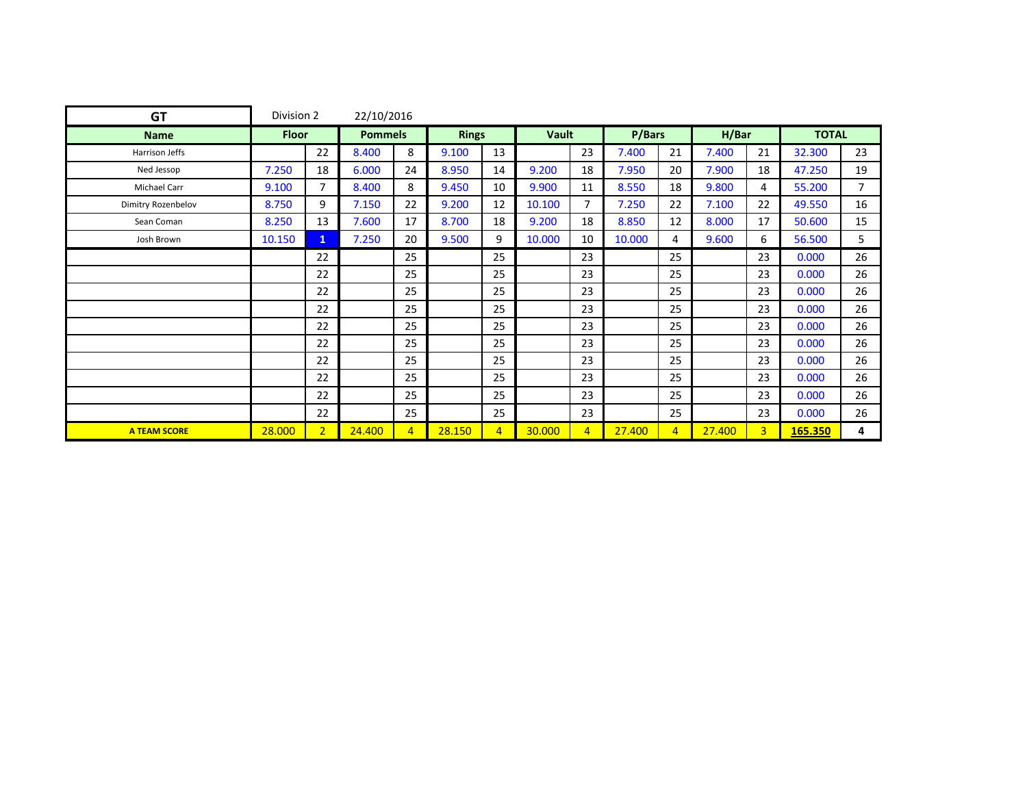| GT | Division 2 | 22/10/2016 | | | | | | | | | | | | |
|---|---|---|---|---|---|---|---|---|---|---|---|---|---|---|
| **Name** | **Floor** | | **Pommels** | | **Rings** | | **Vault** | | **P/Bars** | | **H/Bar** | | **TOTAL** | |
| Harrison Jeffs | | 22 | 8.400 | 8 | 9.100 | 13 | | 23 | 7.400 | 21 | 7.400 | 21 | 32.300 | 23 |
| Ned Jessop | 7.250 | 18 | 6.000 | 24 | 8.950 | 14 | 9.200 | 18 | 7.950 | 20 | 7.900 | 18 | 47.250 | 19 |
| Michael Carr | 9.100 | 7 | 8.400 | 8 | 9.450 | 10 | 9.900 | 11 | 8.550 | 18 | 9.800 | 4 | 55.200 | 7 |
| Dimitry Rozenbelov | 8.750 | 9 | 7.150 | 22 | 9.200 | 12 | 10.100 | 7 | 7.250 | 22 | 7.100 | 22 | 49.550 | 16 |
| Sean Coman | 8.250 | 13 | 7.600 | 17 | 8.700 | 18 | 9.200 | 18 | 8.850 | 12 | 8.000 | 17 | 50.600 | 15 |
| Josh Brown | 10.150 | 1 | 7.250 | 20 | 9.500 | 9 | 10.000 | 10 | 10.000 | 4 | 9.600 | 6 | 56.500 | 5 |
| | | 22 | | 25 | | 25 | | 23 | | 25 | | 23 | 0.000 | 26 |
| | | 22 | | 25 | | 25 | | 23 | | 25 | | 23 | 0.000 | 26 |
| | | 22 | | 25 | | 25 | | 23 | | 25 | | 23 | 0.000 | 26 |
| | | 22 | | 25 | | 25 | | 23 | | 25 | | 23 | 0.000 | 26 |
| | | 22 | | 25 | | 25 | | 23 | | 25 | | 23 | 0.000 | 26 |
| | | 22 | | 25 | | 25 | | 23 | | 25 | | 23 | 0.000 | 26 |
| | | 22 | | 25 | | 25 | | 23 | | 25 | | 23 | 0.000 | 26 |
| | | 22 | | 25 | | 25 | | 23 | | 25 | | 23 | 0.000 | 26 |
| | | 22 | | 25 | | 25 | | 23 | | 25 | | 23 | 0.000 | 26 |
| | | 22 | | 25 | | 25 | | 23 | | 25 | | 23 | 0.000 | 26 |
| **A TEAM SCORE** | 28.000 | 2 | 24.400 | 4 | 28.150 | 4 | 30.000 | 4 | 27.400 | 4 | 27.400 | 3 | **165.350** | **4** |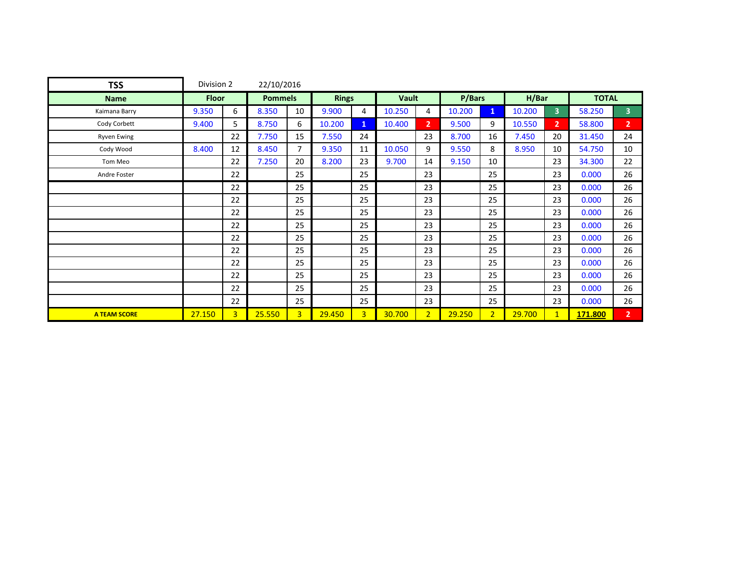| TSS | Division 2 | | 22/10/2016 | | | | | | | | | | | |
|---|---|---|---|---|---|---|---|---|---|---|---|---|---|---|
| Name | Floor | | Pommels | | Rings | | Vault | | P/Bars | | H/Bar | | TOTAL | |
| Kaimana Barry | 9.350 | 6 | 8.350 | 10 | 9.900 | 4 | 10.250 | 4 | 10.200 | 1 | 10.200 | 3 | 58.250 | 3 |
| Cody Corbett | 9.400 | 5 | 8.750 | 6 | 10.200 | 1 | 10.400 | 2 | 9.500 | 9 | 10.550 | 2 | 58.800 | 2 |
| Ryven Ewing | | 22 | 7.750 | 15 | 7.550 | 24 | | 23 | 8.700 | 16 | 7.450 | 20 | 31.450 | 24 |
| Cody Wood | 8.400 | 12 | 8.450 | 7 | 9.350 | 11 | 10.050 | 9 | 9.550 | 8 | 8.950 | 10 | 54.750 | 10 |
| Tom Meo | | 22 | 7.250 | 20 | 8.200 | 23 | 9.700 | 14 | 9.150 | 10 | | 23 | 34.300 | 22 |
| Andre Foster | | 22 | | 25 | | 25 | | 23 | | 25 | | 23 | 0.000 | 26 |
| | | 22 | | 25 | | 25 | | 23 | | 25 | | 23 | 0.000 | 26 |
| | | 22 | | 25 | | 25 | | 23 | | 25 | | 23 | 0.000 | 26 |
| | | 22 | | 25 | | 25 | | 23 | | 25 | | 23 | 0.000 | 26 |
| | | 22 | | 25 | | 25 | | 23 | | 25 | | 23 | 0.000 | 26 |
| | | 22 | | 25 | | 25 | | 23 | | 25 | | 23 | 0.000 | 26 |
| | | 22 | | 25 | | 25 | | 23 | | 25 | | 23 | 0.000 | 26 |
| | | 22 | | 25 | | 25 | | 23 | | 25 | | 23 | 0.000 | 26 |
| | | 22 | | 25 | | 25 | | 23 | | 25 | | 23 | 0.000 | 26 |
| | | 22 | | 25 | | 25 | | 23 | | 25 | | 23 | 0.000 | 26 |
| | | 22 | | 25 | | 25 | | 23 | | 25 | | 23 | 0.000 | 26 |
| A TEAM SCORE | 27.150 | 3 | 25.550 | 3 | 29.450 | 3 | 30.700 | 2 | 29.250 | 2 | 29.700 | 1 | 171.800 | 2 |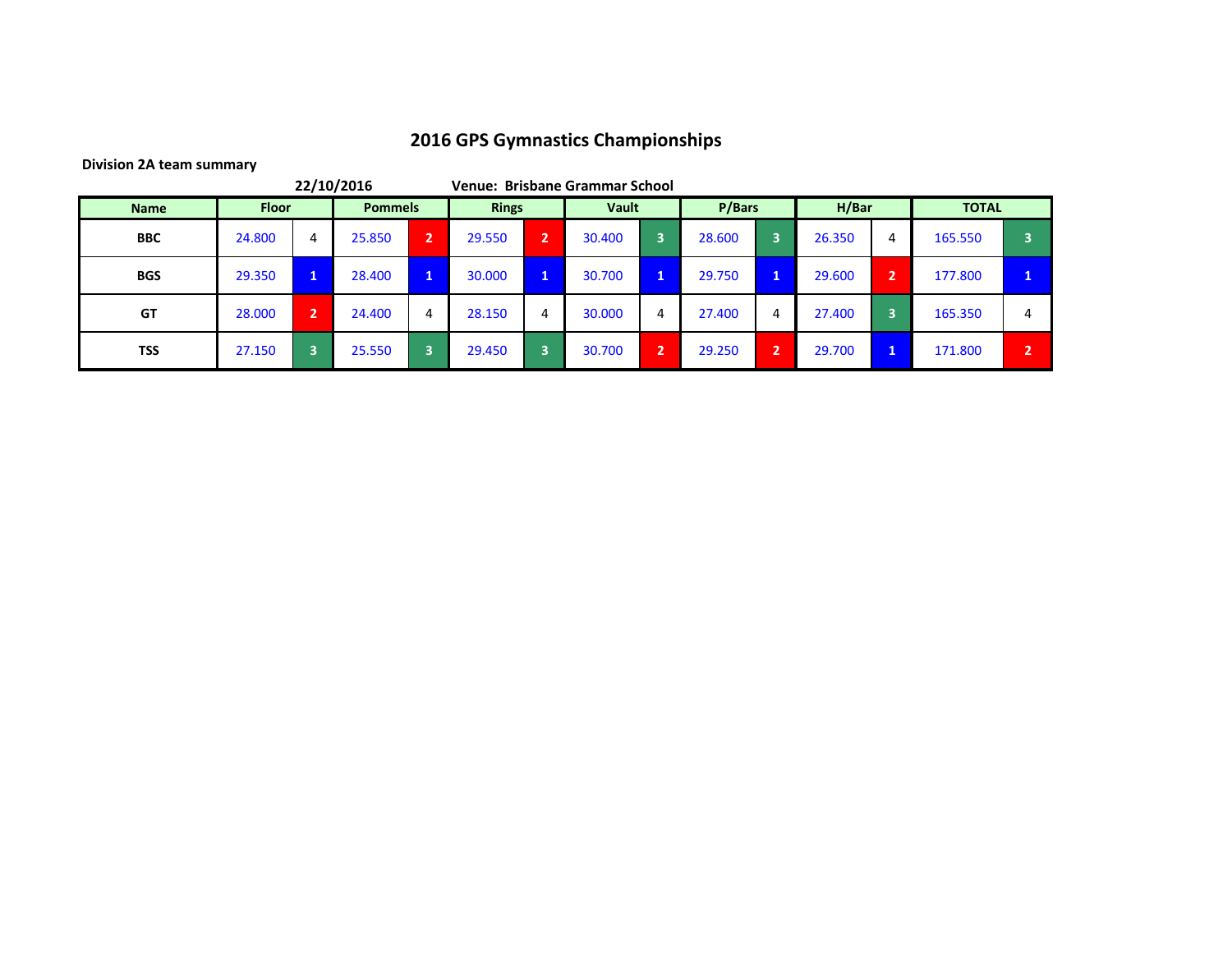# 2016 GPS Gymnastics Championships

**Division 2A team summary**

**22/10/2016** **Venue: Brisbane Grammar School**

| Name | Floor | | Pommels | | Rings | | Vault | | P/Bars | | H/Bar | | TOTAL | |
|---|---|---|---|---|---|---|---|---|---|---|---|---|---|---|
| BBC | 24.800 | 4 | 25.850 | 2 | 29.550 | 2 | 30.400 | 3 | 28.600 | 3 | 26.350 | 4 | 165.550 | 3 |
| BGS | 29.350 | 1 | 28.400 | 1 | 30.000 | 1 | 30.700 | 1 | 29.750 | 1 | 29.600 | 2 | 177.800 | 1 |
| GT | 28.000 | 2 | 24.400 | 4 | 28.150 | 4 | 30.000 | 4 | 27.400 | 4 | 27.400 | 3 | 165.350 | 4 |
| TSS | 27.150 | 3 | 25.550 | 3 | 29.450 | 3 | 30.700 | 2 | 29.250 | 2 | 29.700 | 1 | 171.800 | 2 |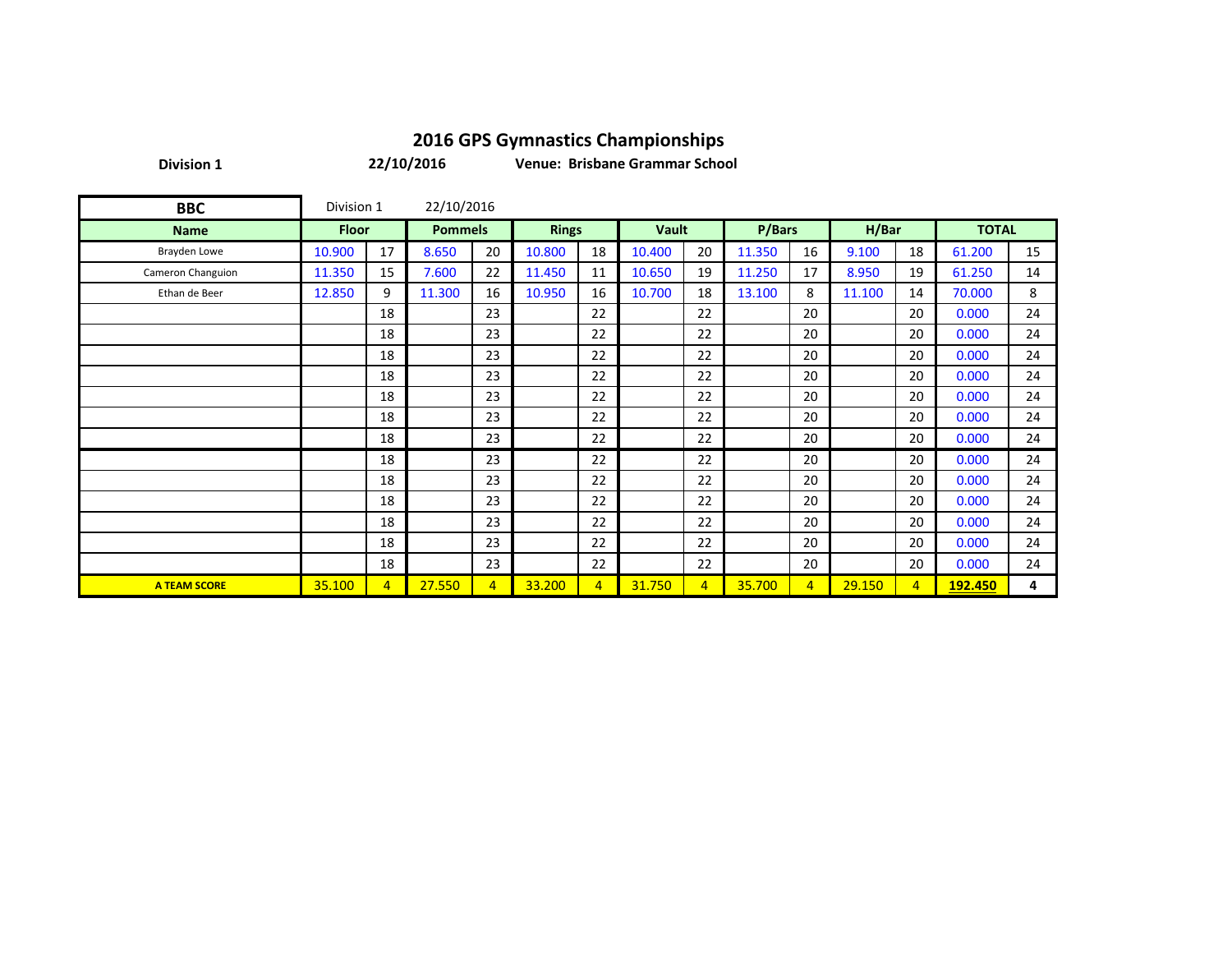# 2016 GPS Gymnastics Championships

**Division 1** **22/10/2016** **Venue: Brisbane Grammar School**

| BBC | Division 1 | 22/10/2016 | | | | | | | | | | | | |
|---|---|---|---|---|---|---|---|---|---|---|---|---|---|---|
| **Name** | **Floor** | | **Pommels** | | **Rings** | | **Vault** | | **P/Bars** | | **H/Bar** | | **TOTAL** | |
| Brayden Lowe | 10.900 | 17 | 8.650 | 20 | 10.800 | 18 | 10.400 | 20 | 11.350 | 16 | 9.100 | 18 | 61.200 | 15 |
| Cameron Changuion | 11.350 | 15 | 7.600 | 22 | 11.450 | 11 | 10.650 | 19 | 11.250 | 17 | 8.950 | 19 | 61.250 | 14 |
| Ethan de Beer | 12.850 | 9 | 11.300 | 16 | 10.950 | 16 | 10.700 | 18 | 13.100 | 8 | 11.100 | 14 | 70.000 | 8 |
| | | 18 | | 23 | | 22 | | 22 | | 20 | | 20 | 0.000 | 24 |
| | | 18 | | 23 | | 22 | | 22 | | 20 | | 20 | 0.000 | 24 |
| | | 18 | | 23 | | 22 | | 22 | | 20 | | 20 | 0.000 | 24 |
| | | 18 | | 23 | | 22 | | 22 | | 20 | | 20 | 0.000 | 24 |
| | | 18 | | 23 | | 22 | | 22 | | 20 | | 20 | 0.000 | 24 |
| | | 18 | | 23 | | 22 | | 22 | | 20 | | 20 | 0.000 | 24 |
| | | 18 | | 23 | | 22 | | 22 | | 20 | | 20 | 0.000 | 24 |
| | | 18 | | 23 | | 22 | | 22 | | 20 | | 20 | 0.000 | 24 |
| | | 18 | | 23 | | 22 | | 22 | | 20 | | 20 | 0.000 | 24 |
| | | 18 | | 23 | | 22 | | 22 | | 20 | | 20 | 0.000 | 24 |
| | | 18 | | 23 | | 22 | | 22 | | 20 | | 20 | 0.000 | 24 |
| | | 18 | | 23 | | 22 | | 22 | | 20 | | 20 | 0.000 | 24 |
| | | 18 | | 23 | | 22 | | 22 | | 20 | | 20 | 0.000 | 24 |
| **A TEAM SCORE** | 35.100 | 4 | 27.550 | 4 | 33.200 | 4 | 31.750 | 4 | 35.700 | 4 | 29.150 | 4 | **192.450** | **4** |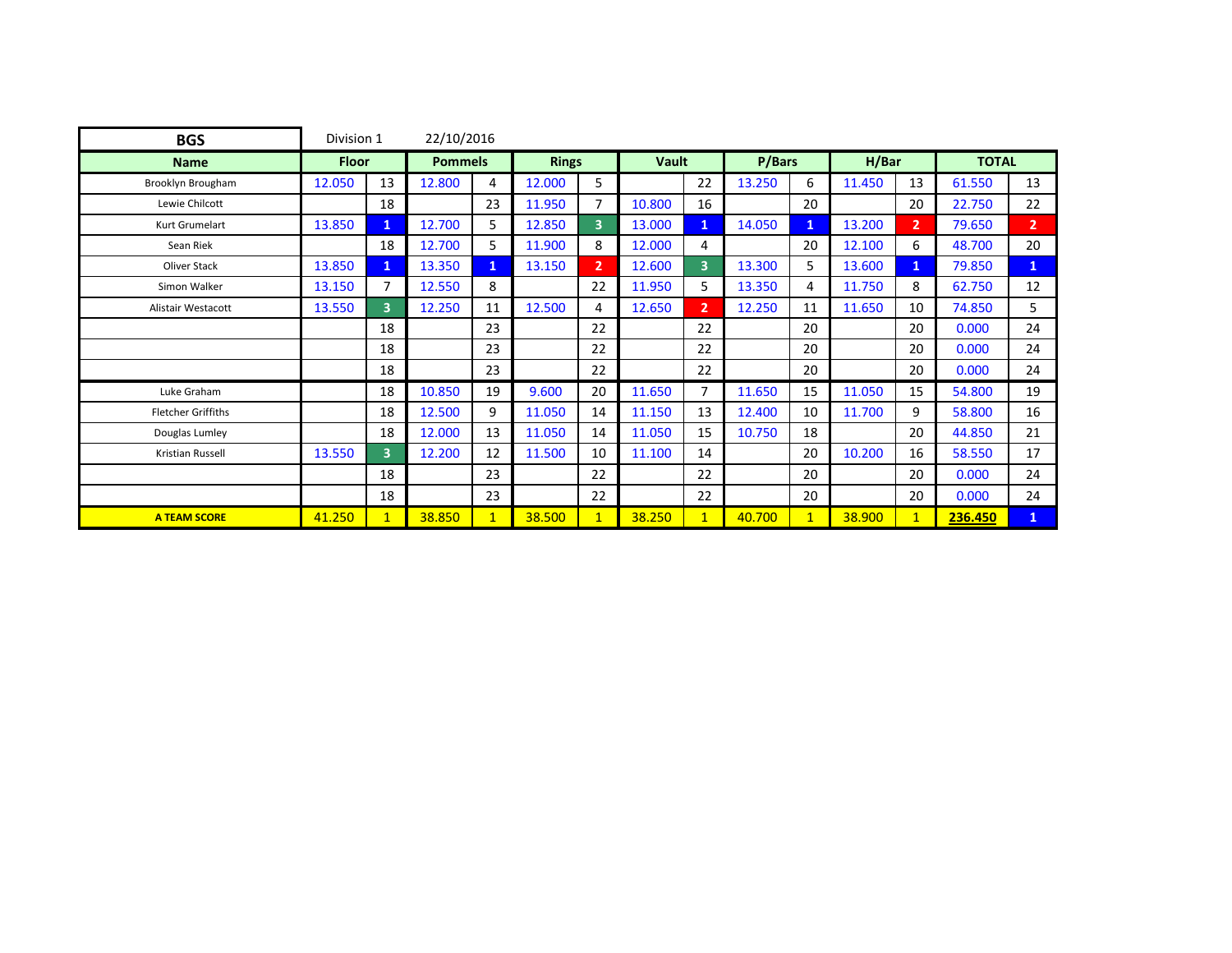| BGS | Division 1 | 22/10/2016 | | | | | | | | | | | | |
|---|---|---|---|---|---|---|---|---|---|---|---|---|---|---|
| **Name** | **Floor** | | **Pommels** | | **Rings** | | **Vault** | | **P/Bars** | | **H/Bar** | | **TOTAL** | |
| Brooklyn Brougham | 12.050 | 13 | 12.800 | 4 | 12.000 | 5 | | 22 | 13.250 | 6 | 11.450 | 13 | 61.550 | 13 |
| Lewie Chilcott | | 18 | | 23 | 11.950 | 7 | 10.800 | 16 | | 20 | | 20 | 22.750 | 22 |
| Kurt Grumelart | 13.850 | 1 | 12.700 | 5 | 12.850 | 3 | 13.000 | 1 | 14.050 | 1 | 13.200 | 2 | 79.650 | 2 |
| Sean Riek | | 18 | 12.700 | 5 | 11.900 | 8 | 12.000 | 4 | | 20 | 12.100 | 6 | 48.700 | 20 |
| Oliver Stack | 13.850 | 1 | 13.350 | 1 | 13.150 | 2 | 12.600 | 3 | 13.300 | 5 | 13.600 | 1 | 79.850 | 1 |
| Simon Walker | 13.150 | 7 | 12.550 | 8 | | 22 | 11.950 | 5 | 13.350 | 4 | 11.750 | 8 | 62.750 | 12 |
| Alistair Westacott | 13.550 | 3 | 12.250 | 11 | 12.500 | 4 | 12.650 | 2 | 12.250 | 11 | 11.650 | 10 | 74.850 | 5 |
| | | 18 | | 23 | | 22 | | 22 | | 20 | | 20 | 0.000 | 24 |
| | | 18 | | 23 | | 22 | | 22 | | 20 | | 20 | 0.000 | 24 |
| | | 18 | | 23 | | 22 | | 22 | | 20 | | 20 | 0.000 | 24 |
| Luke Graham | | 18 | 10.850 | 19 | 9.600 | 20 | 11.650 | 7 | 11.650 | 15 | 11.050 | 15 | 54.800 | 19 |
| Fletcher Griffiths | | 18 | 12.500 | 9 | 11.050 | 14 | 11.150 | 13 | 12.400 | 10 | 11.700 | 9 | 58.800 | 16 |
| Douglas Lumley | | 18 | 12.000 | 13 | 11.050 | 14 | 11.050 | 15 | 10.750 | 18 | | 20 | 44.850 | 21 |
| Kristian Russell | 13.550 | 3 | 12.200 | 12 | 11.500 | 10 | 11.100 | 14 | | 20 | 10.200 | 16 | 58.550 | 17 |
| | | 18 | | 23 | | 22 | | 22 | | 20 | | 20 | 0.000 | 24 |
| | | 18 | | 23 | | 22 | | 22 | | 20 | | 20 | 0.000 | 24 |
| **A TEAM SCORE** | 41.250 | 1 | 38.850 | 1 | 38.500 | 1 | 38.250 | 1 | 40.700 | 1 | 38.900 | 1 | **236.450** | 1 |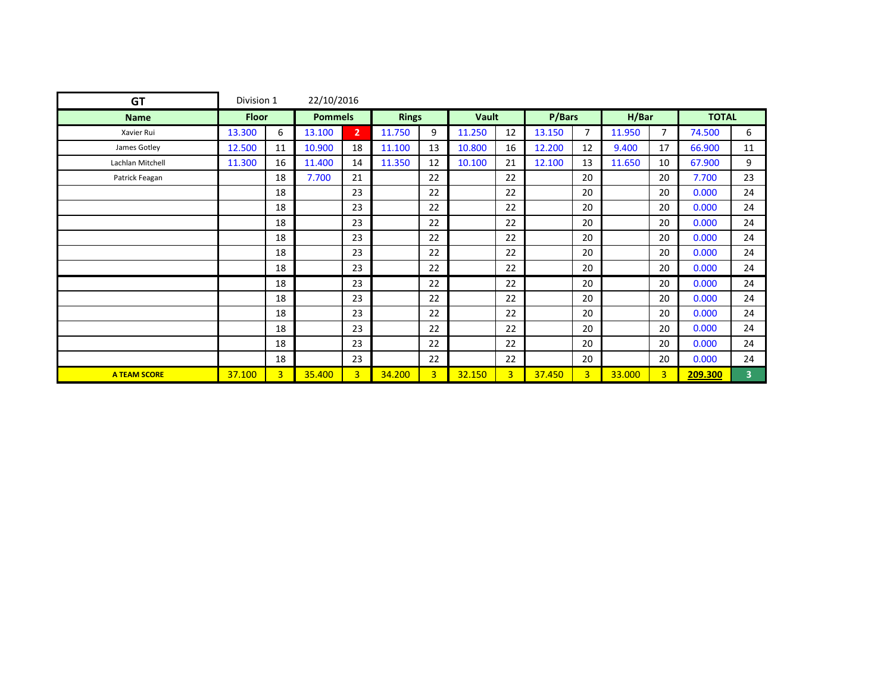| GT | Division 1 | 22/10/2016 | | | | | | | | | | | | |
|---|---|---|---|---|---|---|---|---|---|---|---|---|---|---|
| **Name** | **Floor** | | **Pommels** | | **Rings** | | **Vault** | | **P/Bars** | | **H/Bar** | | **TOTAL** | |
| Xavier Rui | 13.300 | 6 | 13.100 | 2 | 11.750 | 9 | 11.250 | 12 | 13.150 | 7 | 11.950 | 7 | 74.500 | 6 |
| James Gotley | 12.500 | 11 | 10.900 | 18 | 11.100 | 13 | 10.800 | 16 | 12.200 | 12 | 9.400 | 17 | 66.900 | 11 |
| Lachlan Mitchell | 11.300 | 16 | 11.400 | 14 | 11.350 | 12 | 10.100 | 21 | 12.100 | 13 | 11.650 | 10 | 67.900 | 9 |
| Patrick Feagan | | 18 | 7.700 | 21 | | 22 | | 22 | | 20 | | 20 | 7.700 | 23 |
| | | 18 | | 23 | | 22 | | 22 | | 20 | | 20 | 0.000 | 24 |
| | | 18 | | 23 | | 22 | | 22 | | 20 | | 20 | 0.000 | 24 |
| | | 18 | | 23 | | 22 | | 22 | | 20 | | 20 | 0.000 | 24 |
| | | 18 | | 23 | | 22 | | 22 | | 20 | | 20 | 0.000 | 24 |
| | | 18 | | 23 | | 22 | | 22 | | 20 | | 20 | 0.000 | 24 |
| | | 18 | | 23 | | 22 | | 22 | | 20 | | 20 | 0.000 | 24 |
| | | 18 | | 23 | | 22 | | 22 | | 20 | | 20 | 0.000 | 24 |
| | | 18 | | 23 | | 22 | | 22 | | 20 | | 20 | 0.000 | 24 |
| | | 18 | | 23 | | 22 | | 22 | | 20 | | 20 | 0.000 | 24 |
| | | 18 | | 23 | | 22 | | 22 | | 20 | | 20 | 0.000 | 24 |
| | | 18 | | 23 | | 22 | | 22 | | 20 | | 20 | 0.000 | 24 |
| | | 18 | | 23 | | 22 | | 22 | | 20 | | 20 | 0.000 | 24 |
| **A TEAM SCORE** | 37.100 | 3 | 35.400 | 3 | 34.200 | 3 | 32.150 | 3 | 37.450 | 3 | 33.000 | 3 | **209.300** | 3 |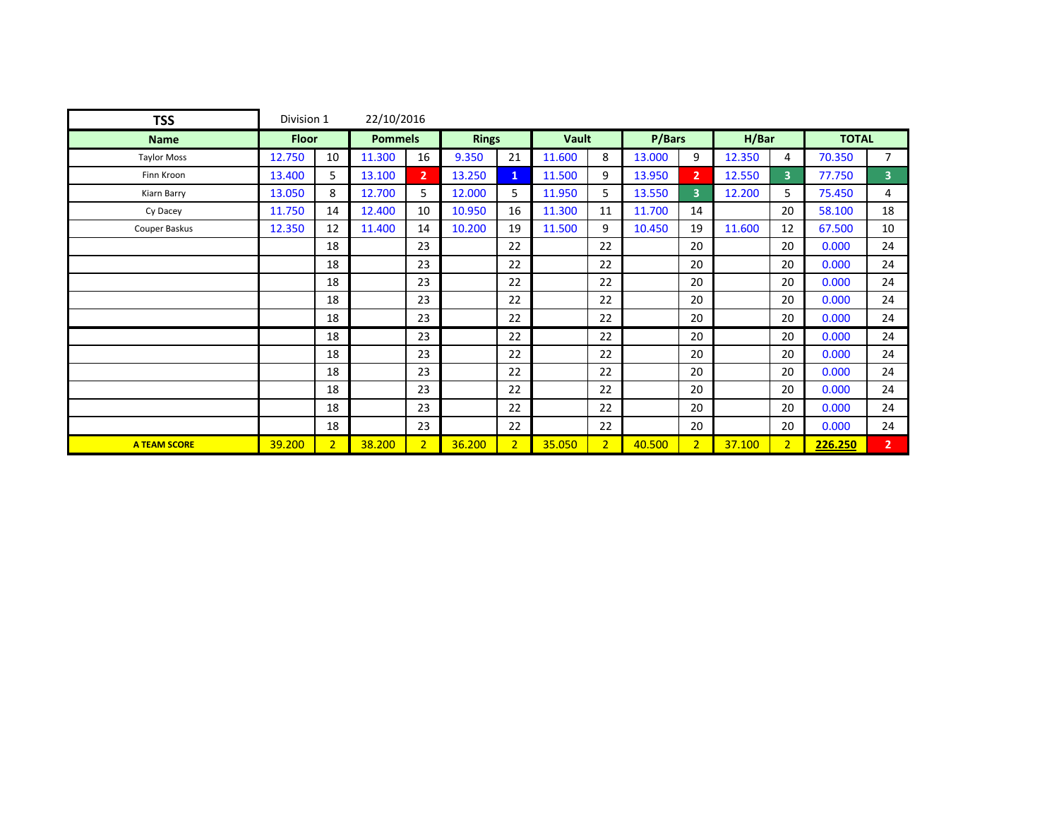| TSS | Division 1 | | 22/10/2016 | | | | | | | | | | | |
|---|---|---|---|---|---|---|---|---|---|---|---|---|---|---|
| **Name** | **Floor** | | **Pommels** | | **Rings** | | **Vault** | | **P/Bars** | | **H/Bar** | | **TOTAL** | |
| Taylor Moss | 12.750 | 10 | 11.300 | 16 | 9.350 | 21 | 11.600 | 8 | 13.000 | 9 | 12.350 | 4 | 70.350 | 7 |
| Finn Kroon | 13.400 | 5 | 13.100 | 2 | 13.250 | 1 | 11.500 | 9 | 13.950 | 2 | 12.550 | 3 | 77.750 | 3 |
| Kiarn Barry | 13.050 | 8 | 12.700 | 5 | 12.000 | 5 | 11.950 | 5 | 13.550 | 3 | 12.200 | 5 | 75.450 | 4 |
| Cy Dacey | 11.750 | 14 | 12.400 | 10 | 10.950 | 16 | 11.300 | 11 | 11.700 | 14 | | 20 | 58.100 | 18 |
| Couper Baskus | 12.350 | 12 | 11.400 | 14 | 10.200 | 19 | 11.500 | 9 | 10.450 | 19 | 11.600 | 12 | 67.500 | 10 |
| | | 18 | | 23 | | 22 | | 22 | | 20 | | 20 | 0.000 | 24 |
| | | 18 | | 23 | | 22 | | 22 | | 20 | | 20 | 0.000 | 24 |
| | | 18 | | 23 | | 22 | | 22 | | 20 | | 20 | 0.000 | 24 |
| | | 18 | | 23 | | 22 | | 22 | | 20 | | 20 | 0.000 | 24 |
| | | 18 | | 23 | | 22 | | 22 | | 20 | | 20 | 0.000 | 24 |
| | | 18 | | 23 | | 22 | | 22 | | 20 | | 20 | 0.000 | 24 |
| | | 18 | | 23 | | 22 | | 22 | | 20 | | 20 | 0.000 | 24 |
| | | 18 | | 23 | | 22 | | 22 | | 20 | | 20 | 0.000 | 24 |
| | | 18 | | 23 | | 22 | | 22 | | 20 | | 20 | 0.000 | 24 |
| | | 18 | | 23 | | 22 | | 22 | | 20 | | 20 | 0.000 | 24 |
| | | 18 | | 23 | | 22 | | 22 | | 20 | | 20 | 0.000 | 24 |
| **A TEAM SCORE** | 39.200 | 2 | 38.200 | 2 | 36.200 | 2 | 35.050 | 2 | 40.500 | 2 | 37.100 | 2 | **226.250** | 2 |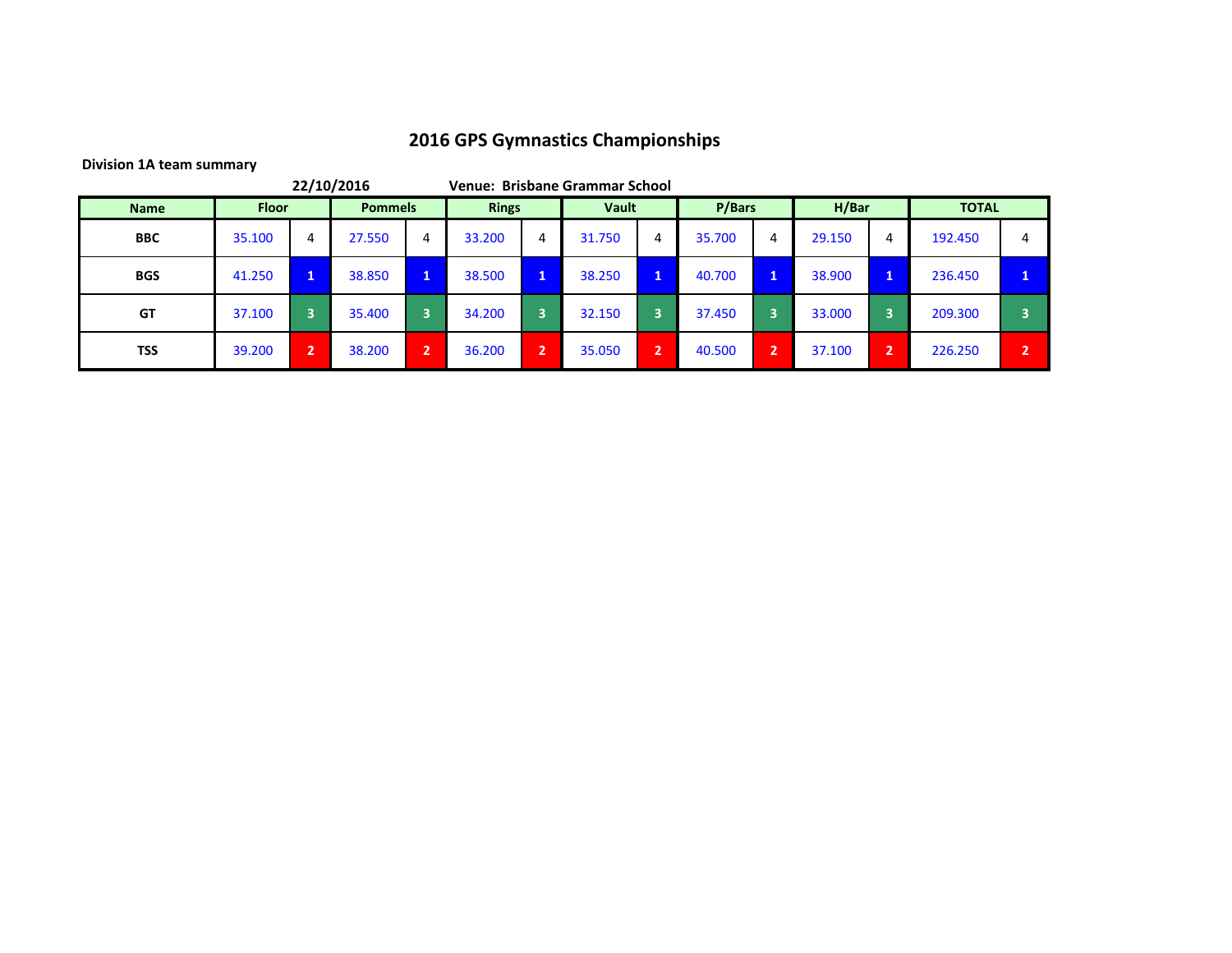# 2016 GPS Gymnastics Championships

**Division 1A team summary**

**22/10/2016** **Venue: Brisbane Grammar School**

| Name | Floor | | Pommels | | Rings | | Vault | | P/Bars | | H/Bar | | TOTAL | |
|---|---|---|---|---|---|---|---|---|---|---|---|---|---|---|
| **BBC** | 35.100 | 4 | 27.550 | 4 | 33.200 | 4 | 31.750 | 4 | 35.700 | 4 | 29.150 | 4 | 192.450 | 4 |
| **BGS** | 41.250 | 1 | 38.850 | 1 | 38.500 | 1 | 38.250 | 1 | 40.700 | 1 | 38.900 | 1 | 236.450 | 1 |
| **GT** | 37.100 | 3 | 35.400 | 3 | 34.200 | 3 | 32.150 | 3 | 37.450 | 3 | 33.000 | 3 | 209.300 | 3 |
| **TSS** | 39.200 | 2 | 38.200 | 2 | 36.200 | 2 | 35.050 | 2 | 40.500 | 2 | 37.100 | 2 | 226.250 | 2 |